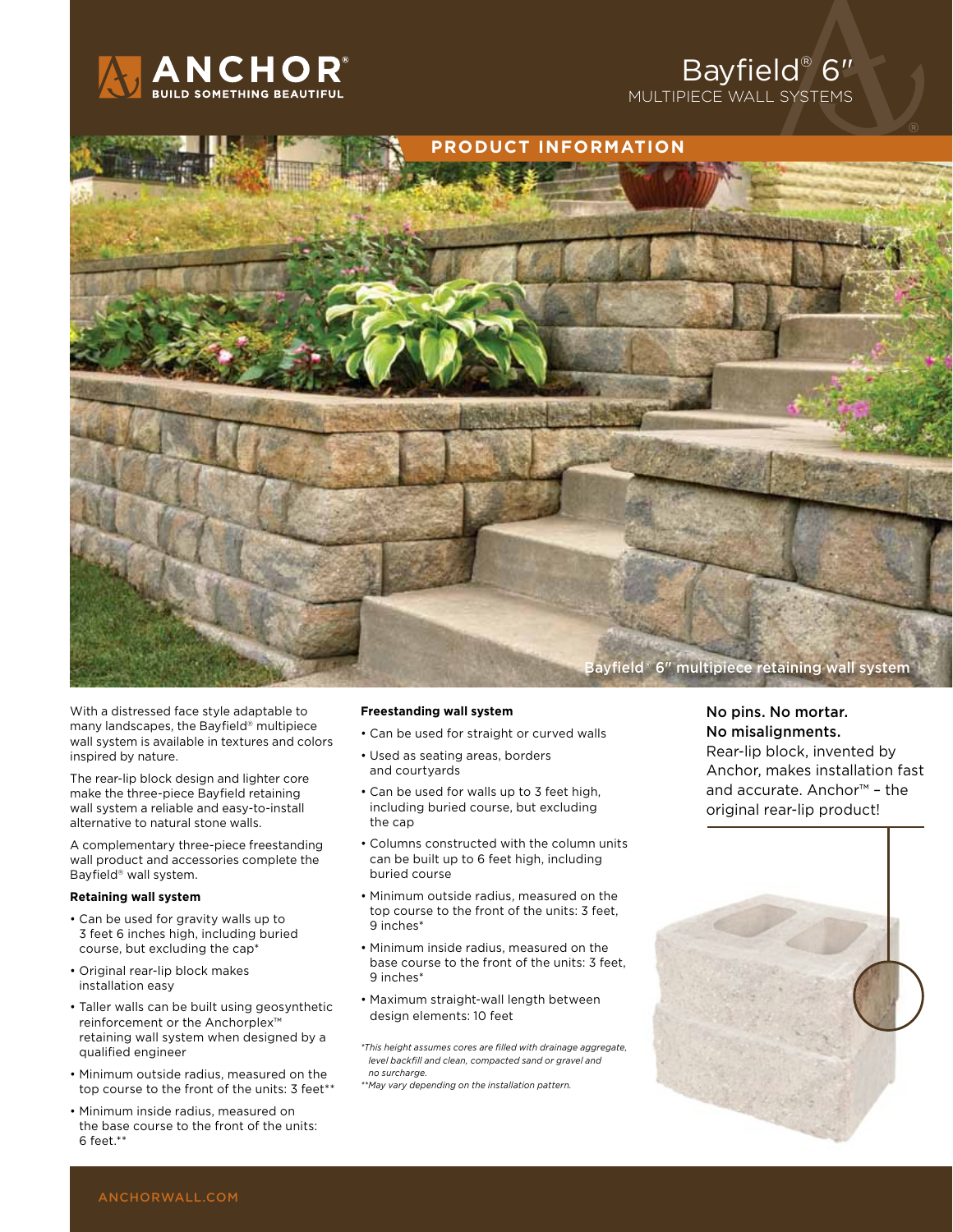# Bayfield® 6″

## MULTIPIECE WALL SYSTEMS

ANCHOR® BUILD SOMETHING BEAUTIFUL

## PRODUCT INFORMATION

Bayfield® 6″ multipiece retaining wall system

With a distressed face style adaptable to many landscapes, the Bayfield® multipiece wall system is available in textures and colors inspired by nature.

The rear-lip block design and lighter core make the three-piece Bayfield retaining wall system a reliable and easy-to-install alternative to natural stone walls.

A complementary three-piece freestanding wall product and accessories complete the Bayfield® wall system.

**Retaining wall system**

- Can be used for gravity walls up to 3 feet 6 inches high, including buried course, but excluding the cap*
- Original rear-lip block makes installation easy
- Taller walls can be built using geosynthetic reinforcement or the Anchorplex™ retaining wall system when designed by a qualified engineer
- Minimum outside radius, measured on the top course to the front of the units: 3 feet**
- Minimum inside radius, measured on the base course to the front of the units: 6 feet.**

**Freestanding wall system**

- Can be used for straight or curved walls
- Used as seating areas, borders and courtyards
- Can be used for walls up to 3 feet high, including buried course, but excluding the cap
- Columns constructed with the column units can be built up to 6 feet high, including buried course
- Minimum outside radius, measured on the top course to the front of the units: 3 feet, 9 inches*
- Minimum inside radius, measured on the base course to the front of the units: 3 feet, 9 inches*
- Maximum straight-wall length between design elements: 10 feet

*\*This height assumes cores are filled with drainage aggregate, level backfill and clean, compacted sand or gravel and no surcharge.*

*\*\*May vary depending on the installation pattern.*

**No pins. No mortar. No misalignments.**

Rear-lip block, invented by Anchor, makes installation fast and accurate. Anchor™ – the original rear-lip product!

ANCHORWALL.COM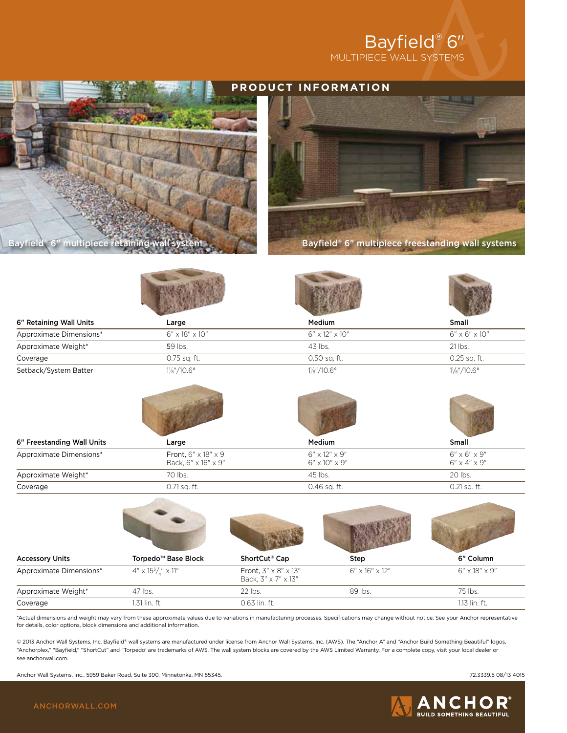# Bayfield® 6″

MULTIPIECE WALL SYSTEMS

## PRODUCT INFORMATION

Bayfield® 6″ multipiece retaining wall system

Bayfield® 6″ multipiece freestanding wall systems

| 6″ Retaining Wall Units | Large | Medium | Small |
|---|---|---|---|
| Approximate Dimensions* | 6″ x 18″ x 10″ | 6″ x 12″ x 10″ | 6″ x 6″ x 10″ |
| Approximate Weight* | 59 lbs. | 43 lbs. | 21 lbs. |
| Coverage | 0.75 sq. ft. | 0.50 sq. ft. | 0.25 sq. ft. |
| Setback/System Batter | 1⅛″/10.6° | 1⅛″/10.6° | 1⅛″/10.6° |

| 6″ Freestanding Wall Units | Large | Medium | Small |
|---|---|---|---|
| Approximate Dimensions* | Front, 6″ x 18″ x 9<br>Back, 6″ x 16″ x 9″ | 6″ x 12″ x 9″<br>6″ x 10″ x 9″ | 6″ x 6″ x 9″<br>6″ x 4″ x 9″ |
| Approximate Weight* | 70 lbs. | 45 lbs. | 20 lbs. |
| Coverage | 0.71 sq. ft. | 0.46 sq. ft. | 0.21 sq. ft. |

| Accessory Units | Torpedo™ Base Block | ShortCut® Cap | Step | 6″ Column |
|---|---|---|---|---|
| Approximate Dimensions* | 4″ x 15¾″ x 11″ | Front, 3″ x 8″ x 13″<br>Back, 3″ x 7″ x 13″ | 6″ x 16″ x 12″ | 6″ x 18″ x 9″ |
| Approximate Weight* | 47 lbs. | 22 lbs. | 89 lbs. | 75 lbs. |
| Coverage | 1.31 lin. ft. | 0.63 lin. ft. | | 1.13 lin. ft. |

*Actual dimensions and weight may vary from these approximate values due to variations in manufacturing processes. Specifications may change without notice. See your Anchor representative for details, color options, block dimensions and additional information.

© 2013 Anchor Wall Systems, Inc. Bayfield® wall systems are manufactured under license from Anchor Wall Systems, Inc. (AWS). The "Anchor A" and "Anchor Build Something Beautiful" logos, "Anchorplex," "Bayfield," "ShortCut" and "Torpedo' are trademarks of AWS. The wall system blocks are covered by the AWS Limited Warranty. For a complete copy, visit your local dealer or see anchorwall.com.

Anchor Wall Systems, Inc., 5959 Baker Road, Suite 390, Minnetonka, MN 55345.

72.3339.5 08/13 4015

ANCHORWALL.COM

ANCHOR® BUILD SOMETHING BEAUTIFUL